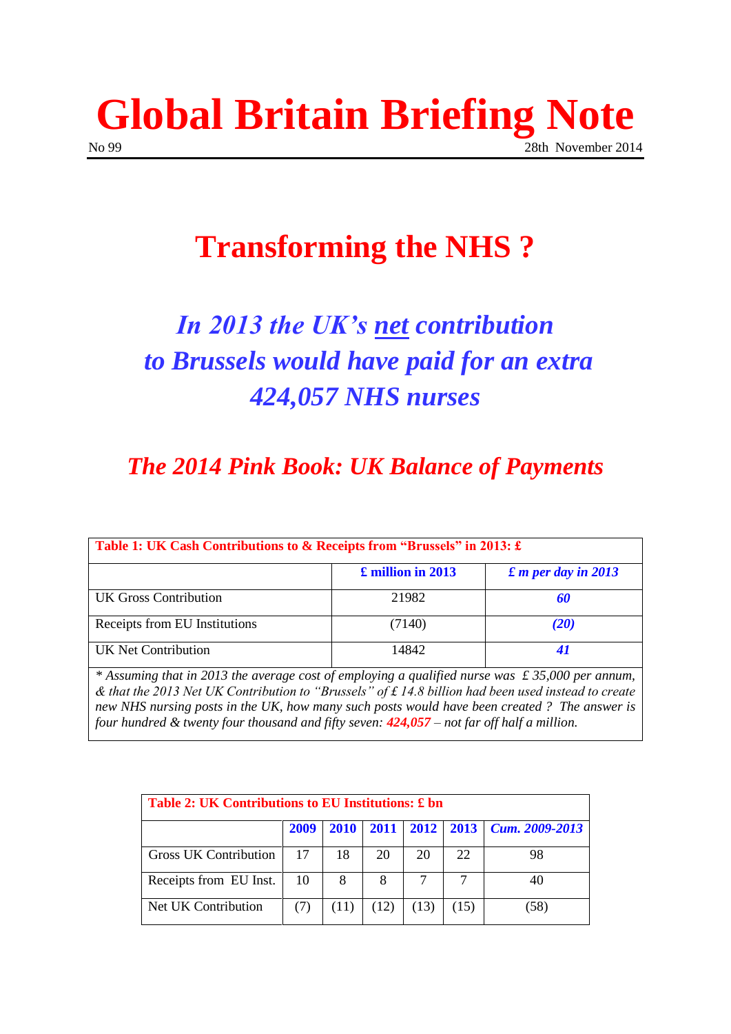# Global Britain Briefing Note

No 99 28th November 2014

## Transforming the NHS ?

### *In 2013 the UK's <u>net</u> contribution to Brussels would have paid for an extra 424,057 NHS nurses*

### *The 2014 Pink Book: UK Balance of Payments*

| **Table 1: UK Cash Contributions to & Receipts from "Brussels" in 2013: £** | | |
|---|---|---|
| | **£ million in 2013** | ***£ m per day in 2013*** |
| UK Gross Contribution | 21982 | ***60*** |
| Receipts from EU Institutions | (7140) | ***(20)*** |
| UK Net Contribution | 14842 | ***41*** |

*\* Assuming that in 2013 the average cost of employing a qualified nurse was £ 35,000 per annum, & that the 2013 Net UK Contribution to "Brussels" of £ 14.8 billion had been used instead to create new NHS nursing posts in the UK, how many such posts would have been created ? The answer is four hundred & twenty four thousand and fifty seven: **424,057** – not far off half a million.*

| **Table 2: UK Contributions to EU Institutions: £ bn** | | | | | | |
|---|---|---|---|---|---|---|
| | **2009** | **2010** | **2011** | **2012** | **2013** | ***Cum. 2009-2013*** |
| Gross UK Contribution | 17 | 18 | 20 | 20 | 22 | 98 |
| Receipts from EU Inst. | 10 | 8 | 8 | 7 | 7 | 40 |
| Net UK Contribution | (7) | (11) | (12) | (13) | (15) | (58) |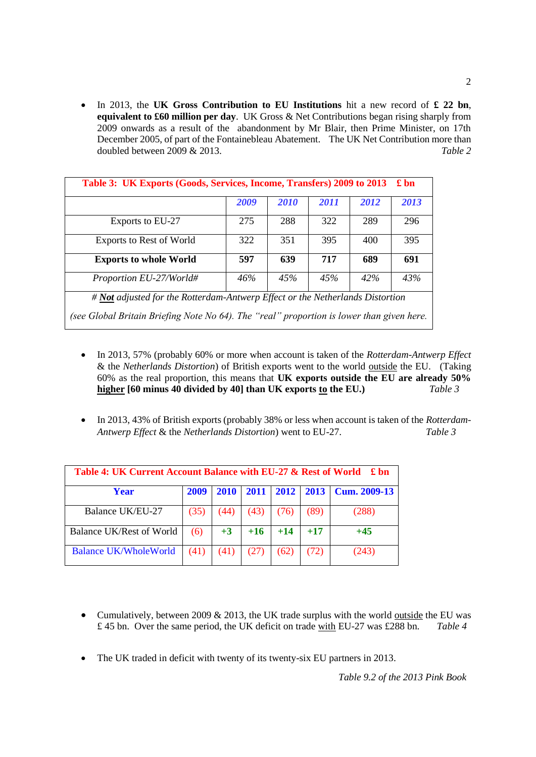- In 2013, the **UK Gross Contribution to EU Institutions** hit a new record of **£ 22 bn**, **equivalent to £60 million per day**. UK Gross & Net Contributions began rising sharply from 2009 onwards as a result of the abandonment by Mr Blair, then Prime Minister, on 17th December 2005, of part of the Fontainebleau Abatement. The UK Net Contribution more than doubled between 2009 & 2013. *Table 2*

| **Table 3: UK Exports (Goods, Services, Income, Transfers) 2009 to 2013 £ bn** | | | | | |
|---|---|---|---|---|---|
| | *2009* | *2010* | *2011* | *2012* | *2013* |
| Exports to EU-27 | 275 | 288 | 322 | 289 | 296 |
| Exports to Rest of World | 322 | 351 | 395 | 400 | 395 |
| **Exports to whole World** | **597** | **639** | **717** | **689** | **691** |
| *Proportion EU-27/World#* | *46%* | *45%* | *45%* | *42%* | *43%* |

*# **Not** adjusted for the Rotterdam-Antwerp Effect or the Netherlands Distortion (see Global Britain Briefing Note No 64). The "real" proportion is lower than given here.*

- In 2013, 57% (probably 60% or more when account is taken of the *Rotterdam-Antwerp Effect* & the *Netherlands Distortion*) of British exports went to the world outside the EU. (Taking 60% as the real proportion, this means that **UK exports outside the EU are already 50% higher [60 minus 40 divided by 40] than UK exports to the EU.)** *Table 3*

- In 2013, 43% of British exports (probably 38% or less when account is taken of the *Rotterdam-Antwerp Effect* & the *Netherlands Distortion*) went to EU-27. *Table 3*

| **Table 4: UK Current Account Balance with EU-27 & Rest of World £ bn** | | | | | | |
|---|---|---|---|---|---|---|
| **Year** | **2009** | **2010** | **2011** | **2012** | **2013** | **Cum. 2009-13** |
| Balance UK/EU-27 | (35) | (44) | (43) | (76) | (89) | (288) |
| Balance UK/Rest of World | (6) | **+3** | **+16** | **+14** | **+17** | **+45** |
| Balance UK/WholeWorld | (41) | (41) | (27) | (62) | (72) | (243) |

- Cumulatively, between 2009 & 2013, the UK trade surplus with the world outside the EU was £ 45 bn. Over the same period, the UK deficit on trade with EU-27 was £288 bn. *Table 4*

- The UK traded in deficit with twenty of its twenty-six EU partners in 2013.

*Table 9.2 of the 2013 Pink Book*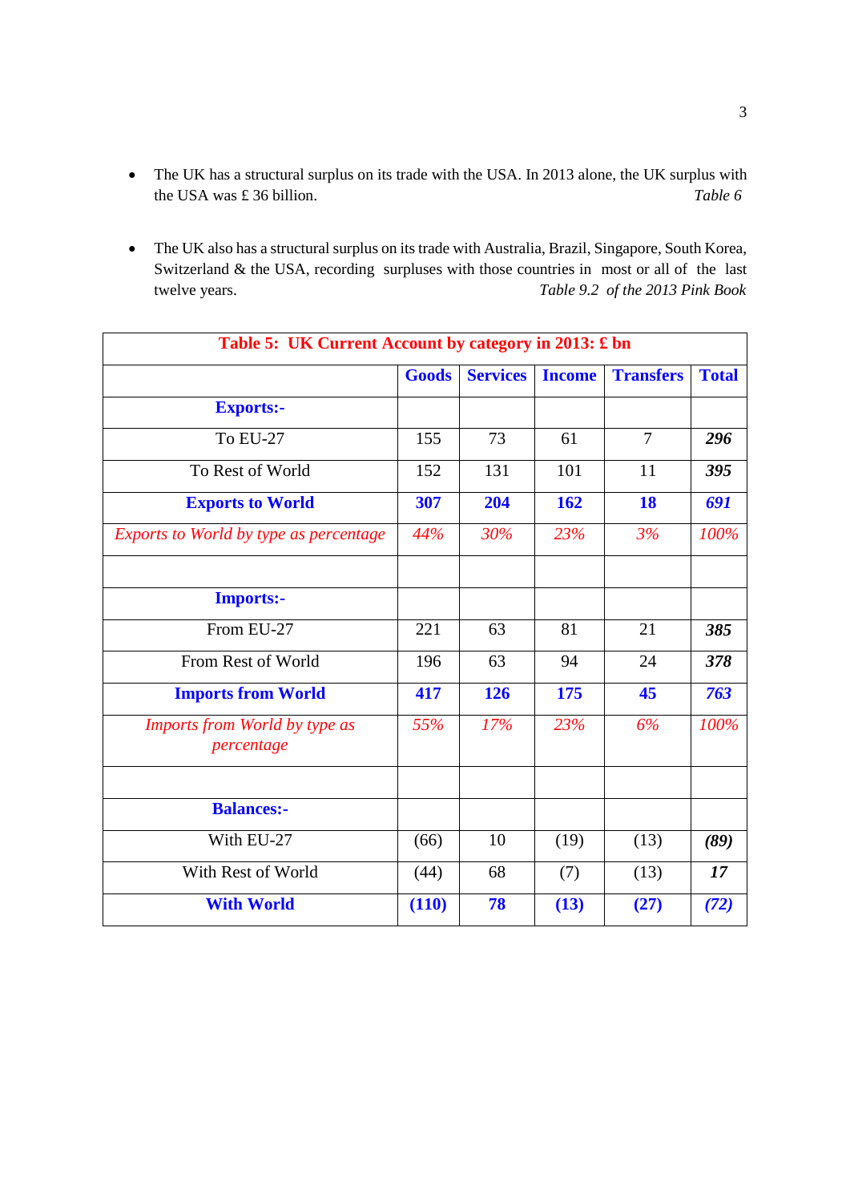- The UK has a structural surplus on its trade with the USA. In 2013 alone, the UK surplus with the USA was £ 36 billion. *Table 6*

- The UK also has a structural surplus on its trade with Australia, Brazil, Singapore, South Korea, Switzerland & the USA, recording surpluses with those countries in most or all of the last twelve years. *Table 9.2 of the 2013 Pink Book*

| **Table 5: UK Current Account by category in 2013: £ bn** | | | | | |
|---|---|---|---|---|---|
| | **Goods** | **Services** | **Income** | **Transfers** | **Total** |
| **Exports:-** | | | | | |
| To EU-27 | 155 | 73 | 61 | 7 | ***296*** |
| To Rest of World | 152 | 131 | 101 | 11 | ***395*** |
| **Exports to World** | **307** | **204** | **162** | **18** | ***691*** |
| *Exports to World by type as percentage* | *44%* | *30%* | *23%* | *3%* | *100%* |
| | | | | | |
| **Imports:-** | | | | | |
| From EU-27 | 221 | 63 | 81 | 21 | ***385*** |
| From Rest of World | 196 | 63 | 94 | 24 | ***378*** |
| **Imports from World** | **417** | **126** | **175** | **45** | ***763*** |
| *Imports from World by type as percentage* | *55%* | *17%* | *23%* | *6%* | *100%* |
| | | | | | |
| **Balances:-** | | | | | |
| With EU-27 | (66) | 10 | (19) | (13) | ***(89)*** |
| With Rest of World | (44) | 68 | (7) | (13) | ***17*** |
| **With World** | **(110)** | **78** | **(13)** | **(27)** | ***(72)*** |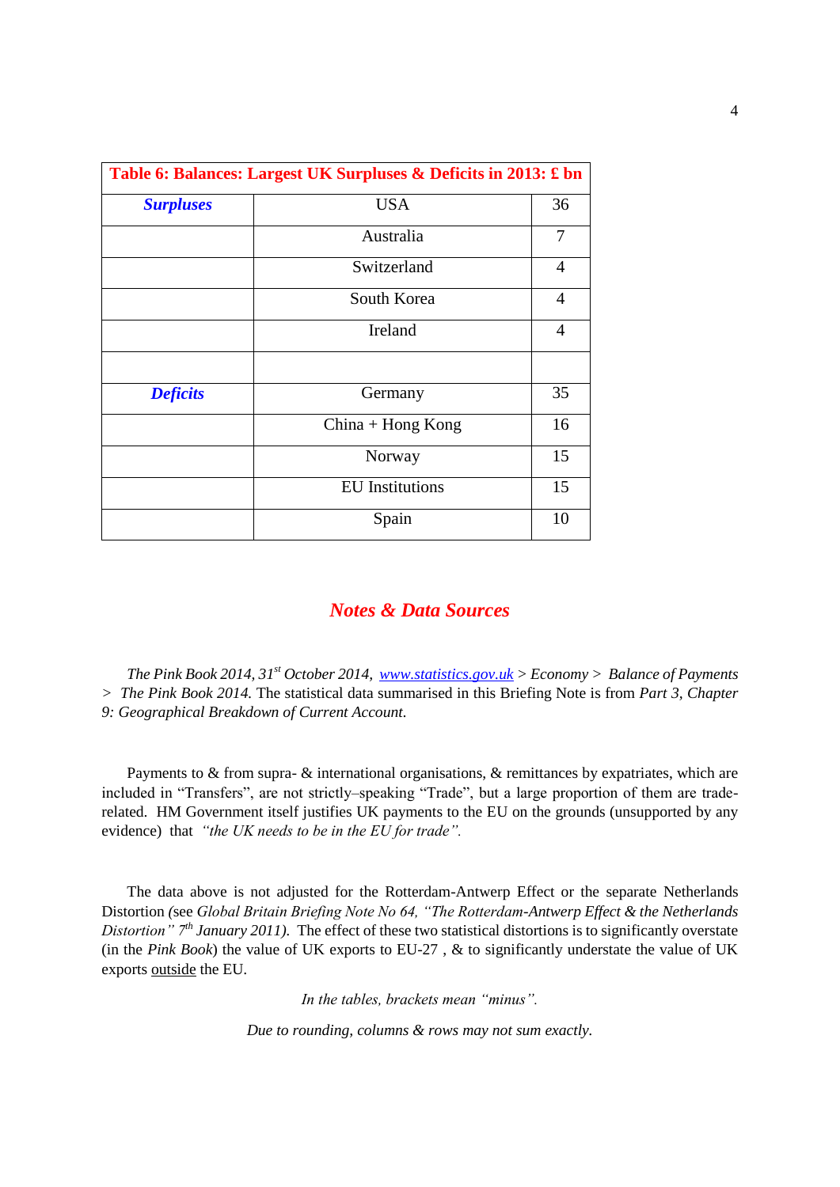| Table 6: Balances: Largest UK Surpluses & Deficits in 2013: £ bn | | |
|---|---|---|
| ***Surpluses*** | USA | 36 |
| | Australia | 7 |
| | Switzerland | 4 |
| | South Korea | 4 |
| | Ireland | 4 |
| | | |
| ***Deficits*** | Germany | 35 |
| | China + Hong Kong | 16 |
| | Norway | 15 |
| | EU Institutions | 15 |
| | Spain | 10 |

## *Notes & Data Sources*

*The Pink Book 2014, 31st October 2014, [www.statistics.gov.uk](http://www.statistics.gov.uk) > Economy > Balance of Payments > The Pink Book 2014.* The statistical data summarised in this Briefing Note is from *Part 3, Chapter 9: Geographical Breakdown of Current Account.*

Payments to & from supra- & international organisations, & remittances by expatriates, which are included in "Transfers", are not strictly–speaking "Trade", but a large proportion of them are trade-related. HM Government itself justifies UK payments to the EU on the grounds (unsupported by any evidence) that *"the UK needs to be in the EU for trade".*

The data above is not adjusted for the Rotterdam-Antwerp Effect or the separate Netherlands Distortion *(*see *Global Britain Briefing Note No 64, "The Rotterdam-Antwerp Effect & the Netherlands Distortion" 7th January 2011).* The effect of these two statistical distortions is to significantly overstate (in the *Pink Book*) the value of UK exports to EU-27 , & to significantly understate the value of UK exports <u>outside</u> the EU.

*In the tables, brackets mean "minus".*

*Due to rounding, columns & rows may not sum exactly.*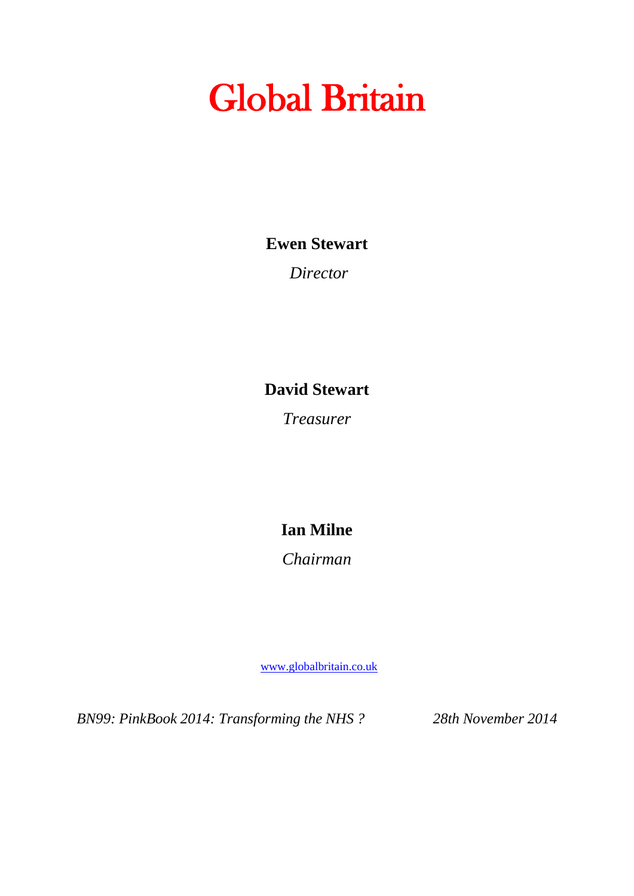# Global Britain

**Ewen Stewart**

*Director*

**David Stewart**

*Treasurer*

**Ian Milne**

*Chairman*

www.globalbritain.co.uk

*BN99: PinkBook 2014: Transforming the NHS ?* *28th November 2014*